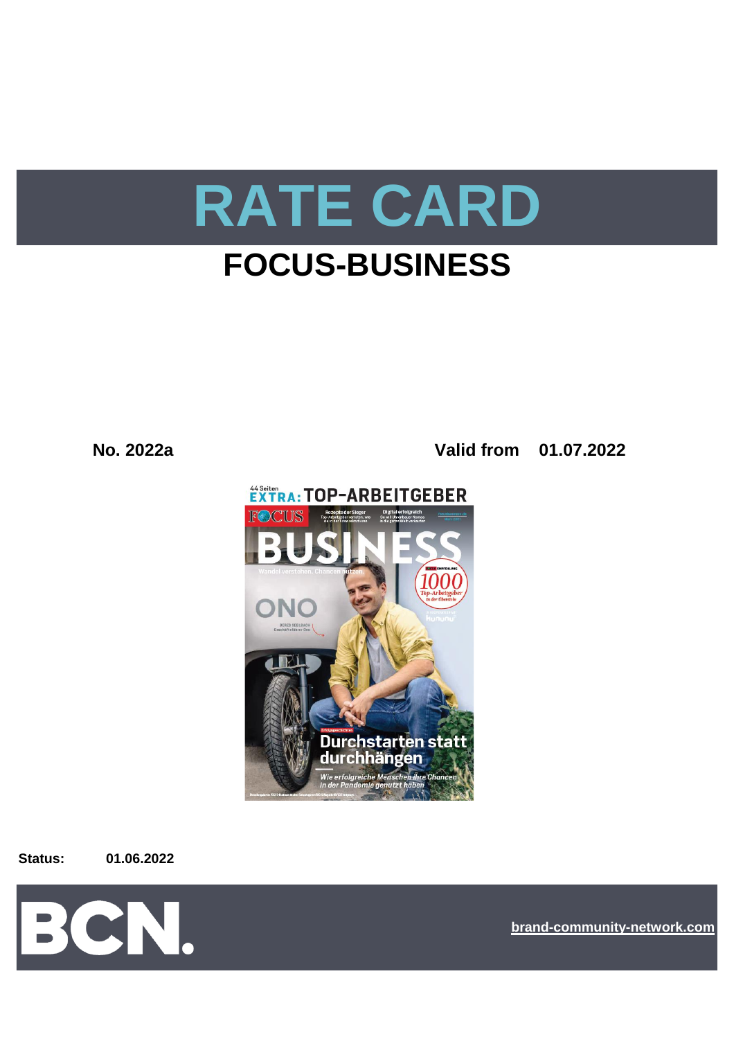# RATE CARD

## FOCUS-BUSINESS

**No. 2022a** **Valid from 01.07.2022**

**Status:** **01.06.2022**

brand-community-network.com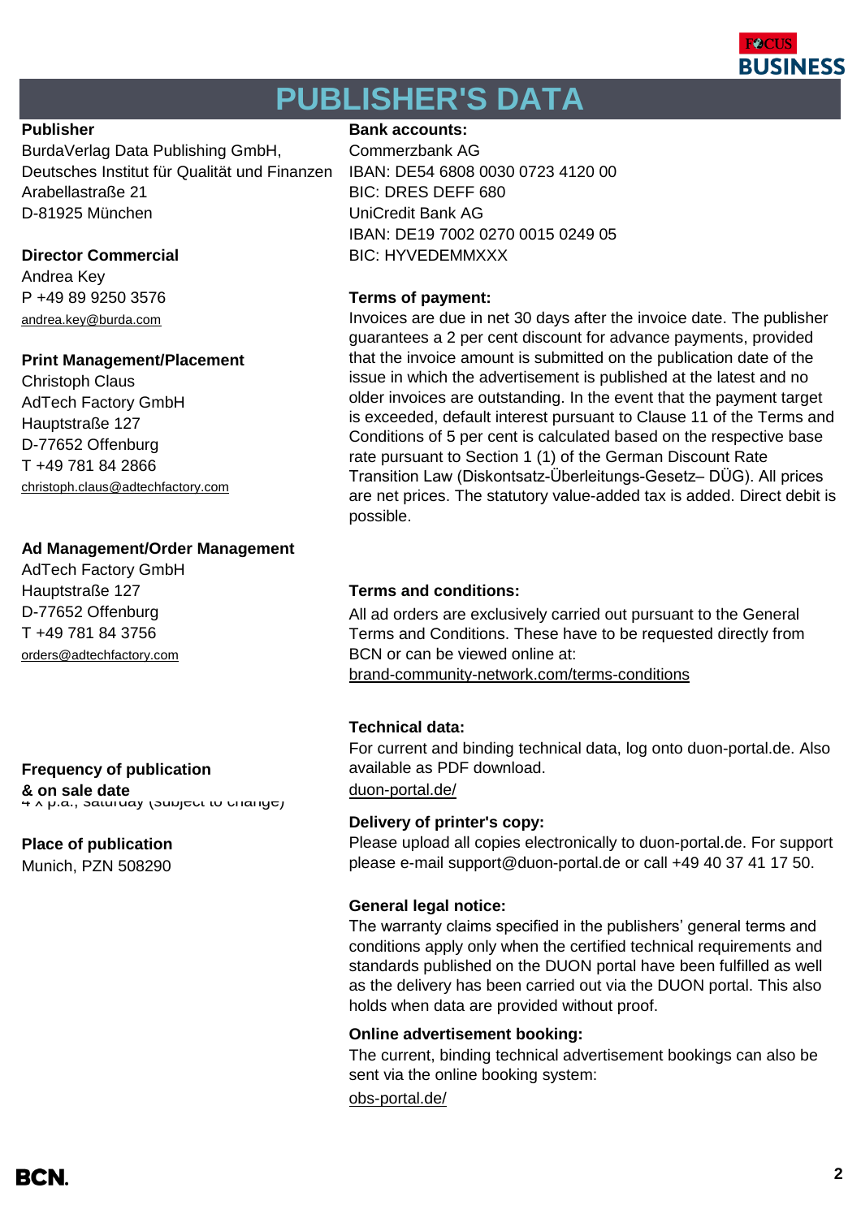# PUBLISHER'S DATA

**Publisher**
BurdaVerlag Data Publishing GmbH,
Deutsches Institut für Qualität und Finanzen
Arabellastraße 21
D-81925 München

**Director Commercial**
Andrea Key
P +49 89 9250 3576
andrea.key@burda.com

**Print Management/Placement**
Christoph Claus
AdTech Factory GmbH
Hauptstraße 127
D-77652 Offenburg
T +49 781 84 2866
christoph.claus@adtechfactory.com

**Ad Management/Order Management**
AdTech Factory GmbH
Hauptstraße 127
D-77652 Offenburg
T +49 781 84 3756
orders@adtechfactory.com

**Frequency of publication & on sale date**
4 x p.a., saturday (subject to change)

**Place of publication**
Munich, PZN 508290

**Bank accounts:**
Commerzbank AG
IBAN: DE54 6808 0030 0723 4120 00
BIC: DRES DEFF 680
UniCredit Bank AG
IBAN: DE19 7002 0270 0015 0249 05
BIC: HYVEDEMMXXX

**Terms of payment:**
Invoices are due in net 30 days after the invoice date. The publisher guarantees a 2 per cent discount for advance payments, provided that the invoice amount is submitted on the publication date of the issue in which the advertisement is published at the latest and no older invoices are outstanding. In the event that the payment target is exceeded, default interest pursuant to Clause 11 of the Terms and Conditions of 5 per cent is calculated based on the respective base rate pursuant to Section 1 (1) of the German Discount Rate Transition Law (Diskontsatz-Überleitungs-Gesetz– DÜG). All prices are net prices. The statutory value-added tax is added. Direct debit is possible.

**Terms and conditions:**
All ad orders are exclusively carried out pursuant to the General Terms and Conditions. These have to be requested directly from BCN or can be viewed online at:
brand-community-network.com/terms-conditions

**Technical data:**
For current and binding technical data, log onto duon-portal.de. Also available as PDF download.
duon-portal.de/

**Delivery of printer's copy:**
Please upload all copies electronically to duon-portal.de. For support please e-mail support@duon-portal.de or call +49 40 37 41 17 50.

**General legal notice:**
The warranty claims specified in the publishers' general terms and conditions apply only when the certified technical requirements and standards published on the DUON portal have been fulfilled as well as the delivery has been carried out via the DUON portal. This also holds when data are provided without proof.

**Online advertisement booking:**
The current, binding technical advertisement bookings can also be sent via the online booking system:
obs-portal.de/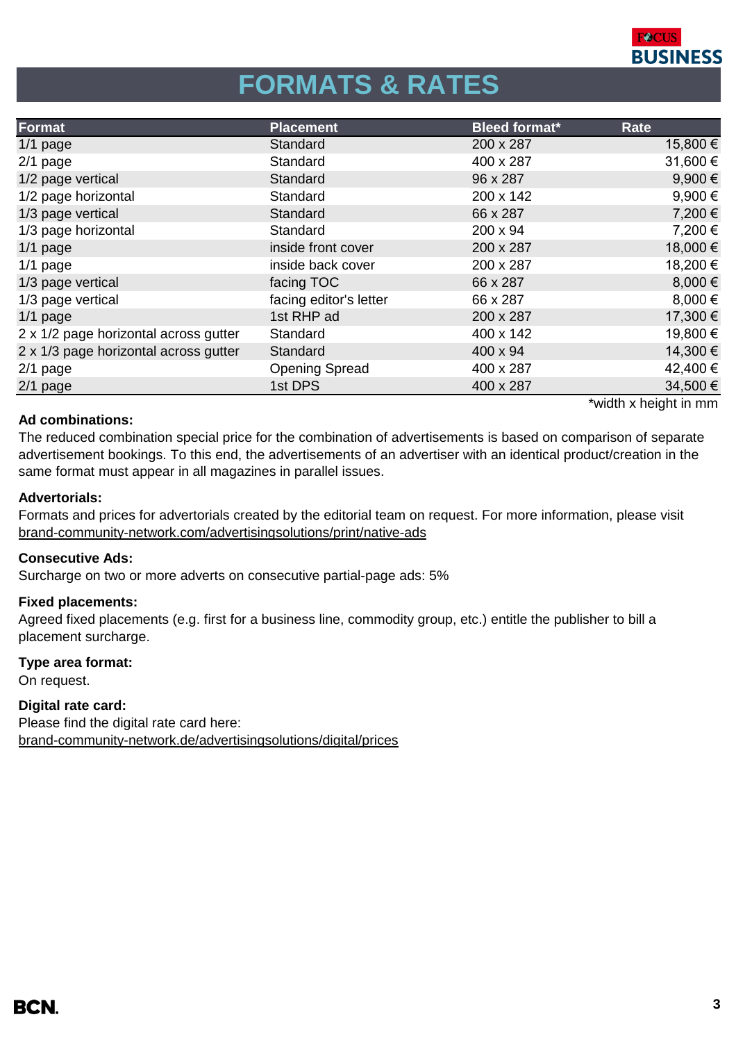# FORMATS & RATES

| Format | Placement | Bleed format* | Rate |
|---|---|---|---|
| 1/1 page | Standard | 200 x 287 | 15,800 € |
| 2/1 page | Standard | 400 x 287 | 31,600 € |
| 1/2 page vertical | Standard | 96 x 287 | 9,900 € |
| 1/2 page horizontal | Standard | 200 x 142 | 9,900 € |
| 1/3 page vertical | Standard | 66 x 287 | 7,200 € |
| 1/3 page horizontal | Standard | 200 x 94 | 7,200 € |
| 1/1 page | inside front cover | 200 x 287 | 18,000 € |
| 1/1 page | inside back cover | 200 x 287 | 18,200 € |
| 1/3 page vertical | facing TOC | 66 x 287 | 8,000 € |
| 1/3 page vertical | facing editor's letter | 66 x 287 | 8,000 € |
| 1/1 page | 1st RHP ad | 200 x 287 | 17,300 € |
| 2 x 1/2 page horizontal across gutter | Standard | 400 x 142 | 19,800 € |
| 2 x 1/3 page horizontal across gutter | Standard | 400 x 94 | 14,300 € |
| 2/1 page | Opening Spread | 400 x 287 | 42,400 € |
| 2/1 page | 1st DPS | 400 x 287 | 34,500 € |

*width x height in mm

**Ad combinations:**

The reduced combination special price for the combination of advertisements is based on comparison of separate advertisement bookings. To this end, the advertisements of an advertiser with an identical product/creation in the same format must appear in all magazines in parallel issues.

**Advertorials:**

Formats and prices for advertorials created by the editorial team on request. For more information, please visit brand-community-network.com/advertisingsolutions/print/native-ads

**Consecutive Ads:**

Surcharge on two or more adverts on consecutive partial-page ads: 5%

**Fixed placements:**

Agreed fixed placements (e.g. first for a business line, commodity group, etc.) entitle the publisher to bill a placement surcharge.

**Type area format:**

On request.

**Digital rate card:**

Please find the digital rate card here:
brand-community-network.de/advertisingsolutions/digital/prices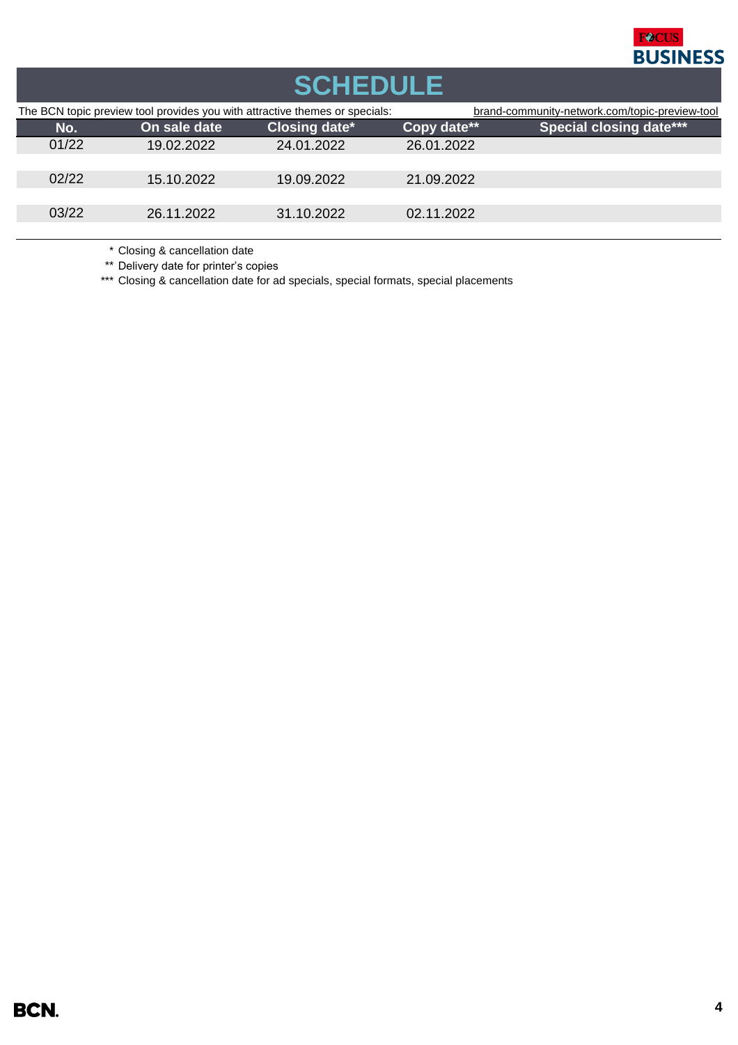# SCHEDULE

The BCN topic preview tool provides you with attractive themes or specials: brand-community-network.com/topic-preview-tool

| No. | On sale date | Closing date* | Copy date** | Special closing date*** |
|---|---|---|---|---|
| 01/22 | 19.02.2022 | 24.01.2022 | 26.01.2022 | |
| 02/22 | 15.10.2022 | 19.09.2022 | 21.09.2022 | |
| 03/22 | 26.11.2022 | 31.10.2022 | 02.11.2022 | |

\* Closing & cancellation date

** Delivery date for printer's copies

*** Closing & cancellation date for ad specials, special formats, special placements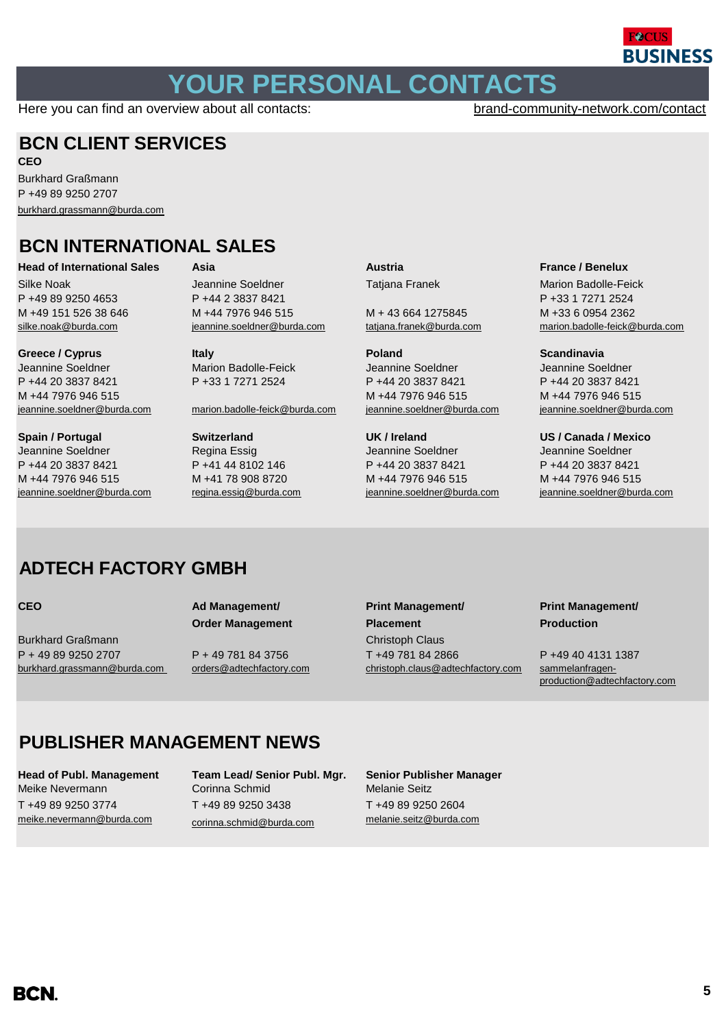# YOUR PERSONAL CONTACTS

Here you can find an overview about all contacts: brand-community-network.com/contact

## BCN CLIENT SERVICES

**CEO**
Burkhard Graßmann
P +49 89 9250 2707
burkhard.grassmann@burda.com

## BCN INTERNATIONAL SALES

**Head of International Sales**
Silke Noak
P +49 89 9250 4653
M +49 151 526 38 646
silke.noak@burda.com

**Asia**
Jeannine Soeldner
P +44 2 3837 8421
M +44 7976 946 515
jeannine.soeldner@burda.com

**Austria**
Tatjana Franek
M + 43 664 1275845
tatjana.franek@burda.com

**France / Benelux**
Marion Badolle-Feick
P +33 1 7271 2524
M +33 6 0954 2362
marion.badolle-feick@burda.com

**Greece / Cyprus**
Jeannine Soeldner
P +44 20 3837 8421
M +44 7976 946 515
jeannine.soeldner@burda.com

**Italy**
Marion Badolle-Feick
P +33 1 7271 2524
marion.badolle-feick@burda.com

**Poland**
Jeannine Soeldner
P +44 20 3837 8421
M +44 7976 946 515
jeannine.soeldner@burda.com

**Scandinavia**
Jeannine Soeldner
P +44 20 3837 8421
M +44 7976 946 515
jeannine.soeldner@burda.com

**Spain / Portugal**
Jeannine Soeldner
P +44 20 3837 8421
M +44 7976 946 515
jeannine.soeldner@burda.com

**Switzerland**
Regina Essig
P +41 44 8102 146
M +41 78 908 8720
regina.essig@burda.com

**UK / Ireland**
Jeannine Soeldner
P +44 20 3837 8421
M +44 7976 946 515
jeannine.soeldner@burda.com

**US / Canada / Mexico**
Jeannine Soeldner
P +44 20 3837 8421
M +44 7976 946 515
jeannine.soeldner@burda.com

## ADTECH FACTORY GMBH

**CEO**
Burkhard Graßmann
P + 49 89 9250 2707
burkhard.grassmann@burda.com

**Ad Management/ Order Management**
P + 49 781 84 3756
orders@adtechfactory.com

**Print Management/ Placement**
Christoph Claus
T +49 781 84 2866
christoph.claus@adtechfactory.com

**Print Management/ Production**
P +49 40 4131 1387
sammelanfragen-production@adtechfactory.com

## PUBLISHER MANAGEMENT NEWS

**Head of Publ. Management**
Meike Nevermann
T +49 89 9250 3774
meike.nevermann@burda.com

**Team Lead/ Senior Publ. Mgr.**
Corinna Schmid
T +49 89 9250 3438
corinna.schmid@burda.com

**Senior Publisher Manager**
Melanie Seitz
T +49 89 9250 2604
melanie.seitz@burda.com